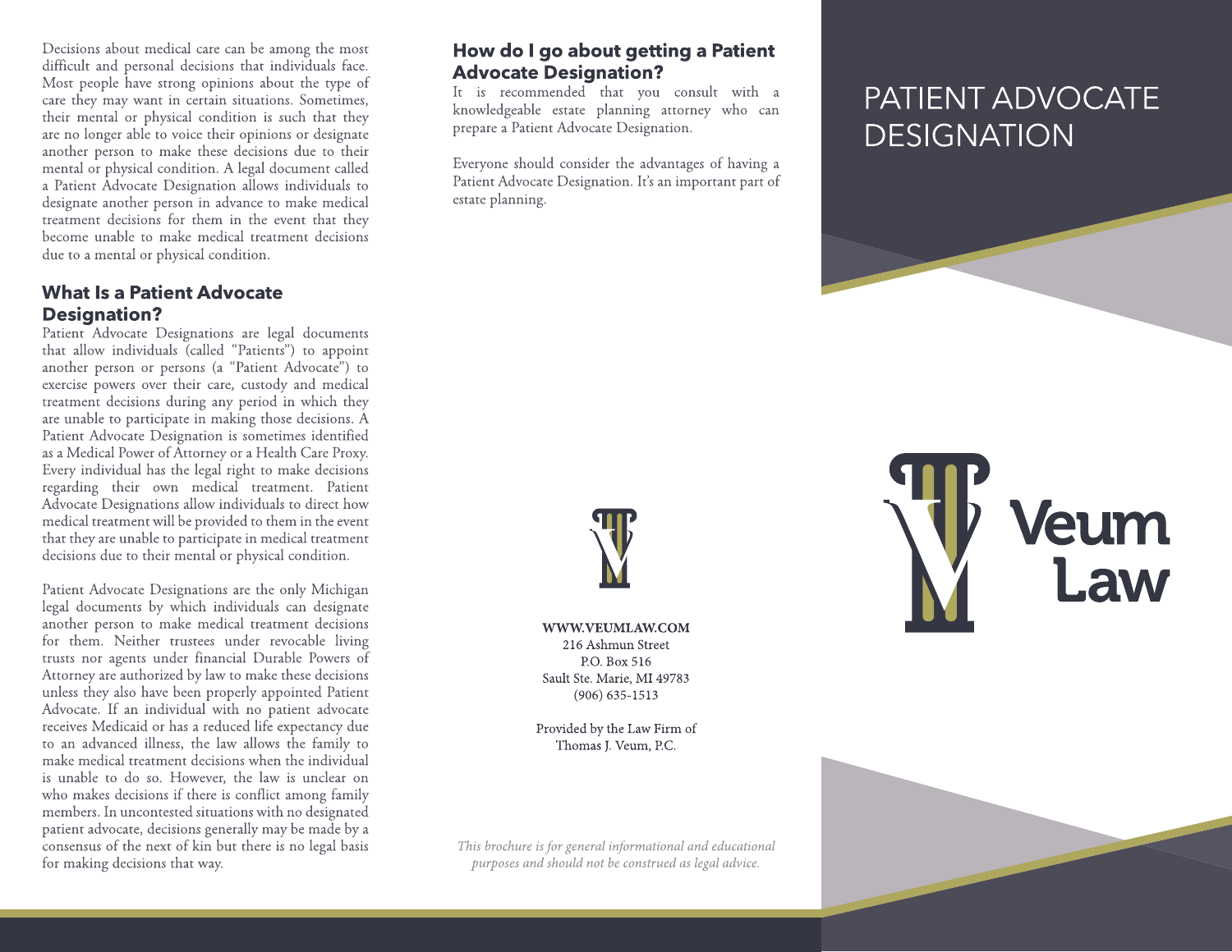Decisions about medical care can be among the most difficult and personal decisions that individuals face. Most people have strong opinions about the type of care they may want in certain situations. Sometimes, their mental or physical condition is such that they are no longer able to voice their opinions or designate another person to make these decisions due to their mental or physical condition. A legal document called a Patient Advocate Designation allows individuals to designate another person in advance to make medical treatment decisions for them in the event that they become unable to make medical treatment decisions due to a mental or physical condition.

## What Is a Patient Advocate Designation?

Patient Advocate Designations are legal documents that allow individuals (called "Patients") to appoint another person or persons (a "Patient Advocate") to exercise powers over their care, custody and medical treatment decisions during any period in which they are unable to participate in making those decisions. A Patient Advocate Designation is sometimes identified as a Medical Power of Attorney or a Health Care Proxy. Every individual has the legal right to make decisions regarding their own medical treatment. Patient Advocate Designations allow individuals to direct how medical treatment will be provided to them in the event that they are unable to participate in medical treatment decisions due to their mental or physical condition.

Patient Advocate Designations are the only Michigan legal documents by which individuals can designate another person to make medical treatment decisions for them. Neither trustees under revocable living trusts nor agents under financial Durable Powers of Attorney are authorized by law to make these decisions unless they also have been properly appointed Patient Advocate. If an individual with no patient advocate receives Medicaid or has a reduced life expectancy due to an advanced illness, the law allows the family to make medical treatment decisions when the individual is unable to do so. However, the law is unclear on who makes decisions if there is conflict among family members. In uncontested situations with no designated patient advocate, decisions generally may be made by a consensus of the next of kin but there is no legal basis for making decisions that way.

## How do I go about getting a Patient Advocate Designation?

It is recommended that you consult with a knowledgeable estate planning attorney who can prepare a Patient Advocate Designation.

Everyone should consider the advantages of having a Patient Advocate Designation. It's an important part of estate planning.

**WWW.VEUMLAW.COM**
216 Ashmun Street
P.O. Box 516
Sault Ste. Marie, MI 49783
(906) 635-1513

Provided by the Law Firm of
Thomas J. Veum, P.C.

*This brochure is for general informational and educational purposes and should not be construed as legal advice.*

# PATIENT ADVOCATE DESIGNATION

Veum Law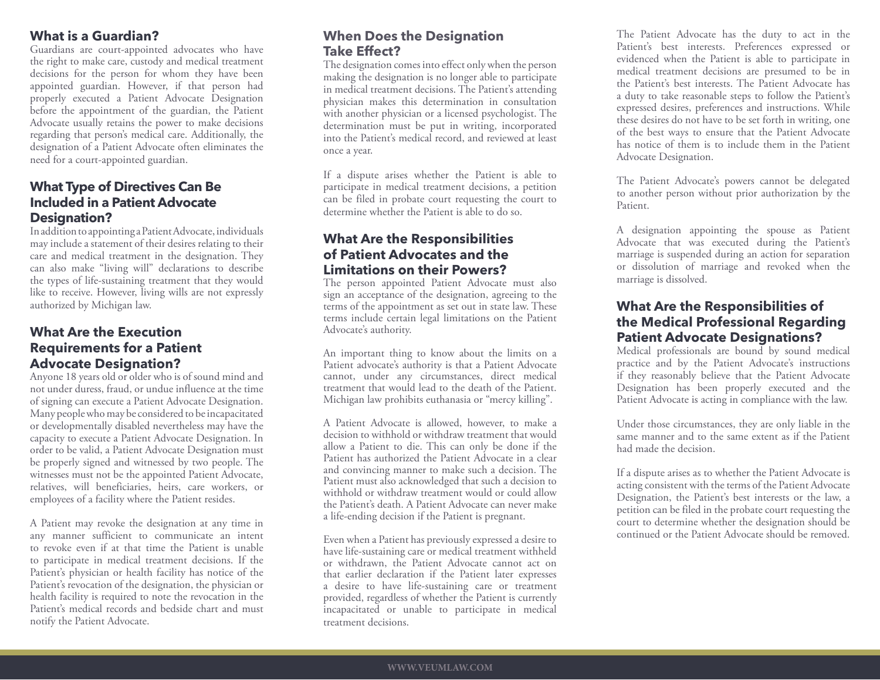## What is a Guardian?

Guardians are court-appointed advocates who have the right to make care, custody and medical treatment decisions for the person for whom they have been appointed guardian. However, if that person had properly executed a Patient Advocate Designation before the appointment of the guardian, the Patient Advocate usually retains the power to make decisions regarding that person's medical care. Additionally, the designation of a Patient Advocate often eliminates the need for a court-appointed guardian.

## What Type of Directives Can Be Included in a Patient Advocate Designation?

In addition to appointing a Patient Advocate, individuals may include a statement of their desires relating to their care and medical treatment in the designation. They can also make "living will" declarations to describe the types of life-sustaining treatment that they would like to receive. However, living wills are not expressly authorized by Michigan law.

## What Are the Execution Requirements for a Patient Advocate Designation?

Anyone 18 years old or older who is of sound mind and not under duress, fraud, or undue influence at the time of signing can execute a Patient Advocate Designation. Many people who may be considered to be incapacitated or developmentally disabled nevertheless may have the capacity to execute a Patient Advocate Designation. In order to be valid, a Patient Advocate Designation must be properly signed and witnessed by two people. The witnesses must not be the appointed Patient Advocate, relatives, will beneficiaries, heirs, care workers, or employees of a facility where the Patient resides.

A Patient may revoke the designation at any time in any manner sufficient to communicate an intent to revoke even if at that time the Patient is unable to participate in medical treatment decisions. If the Patient's physician or health facility has notice of the Patient's revocation of the designation, the physician or health facility is required to note the revocation in the Patient's medical records and bedside chart and must notify the Patient Advocate.

## When Does the Designation Take Effect?

The designation comes into effect only when the person making the designation is no longer able to participate in medical treatment decisions. The Patient's attending physician makes this determination in consultation with another physician or a licensed psychologist. The determination must be put in writing, incorporated into the Patient's medical record, and reviewed at least once a year.

If a dispute arises whether the Patient is able to participate in medical treatment decisions, a petition can be filed in probate court requesting the court to determine whether the Patient is able to do so.

## What Are the Responsibilities of Patient Advocates and the Limitations on their Powers?

The person appointed Patient Advocate must also sign an acceptance of the designation, agreeing to the terms of the appointment as set out in state law. These terms include certain legal limitations on the Patient Advocate's authority.

An important thing to know about the limits on a Patient advocate's authority is that a Patient Advocate cannot, under any circumstances, direct medical treatment that would lead to the death of the Patient. Michigan law prohibits euthanasia or "mercy killing".

A Patient Advocate is allowed, however, to make a decision to withhold or withdraw treatment that would allow a Patient to die. This can only be done if the Patient has authorized the Patient Advocate in a clear and convincing manner to make such a decision. The Patient must also acknowledged that such a decision to withhold or withdraw treatment would or could allow the Patient's death. A Patient Advocate can never make a life-ending decision if the Patient is pregnant.

Even when a Patient has previously expressed a desire to have life-sustaining care or medical treatment withheld or withdrawn, the Patient Advocate cannot act on that earlier declaration if the Patient later expresses a desire to have life-sustaining care or treatment provided, regardless of whether the Patient is currently incapacitated or unable to participate in medical treatment decisions.

The Patient Advocate has the duty to act in the Patient's best interests. Preferences expressed or evidenced when the Patient is able to participate in medical treatment decisions are presumed to be in the Patient's best interests. The Patient Advocate has a duty to take reasonable steps to follow the Patient's expressed desires, preferences and instructions. While these desires do not have to be set forth in writing, one of the best ways to ensure that the Patient Advocate has notice of them is to include them in the Patient Advocate Designation.

The Patient Advocate's powers cannot be delegated to another person without prior authorization by the Patient.

A designation appointing the spouse as Patient Advocate that was executed during the Patient's marriage is suspended during an action for separation or dissolution of marriage and revoked when the marriage is dissolved.

## What Are the Responsibilities of the Medical Professional Regarding Patient Advocate Designations?

Medical professionals are bound by sound medical practice and by the Patient Advocate's instructions if they reasonably believe that the Patient Advocate Designation has been properly executed and the Patient Advocate is acting in compliance with the law.

Under those circumstances, they are only liable in the same manner and to the same extent as if the Patient had made the decision.

If a dispute arises as to whether the Patient Advocate is acting consistent with the terms of the Patient Advocate Designation, the Patient's best interests or the law, a petition can be filed in the probate court requesting the court to determine whether the designation should be continued or the Patient Advocate should be removed.